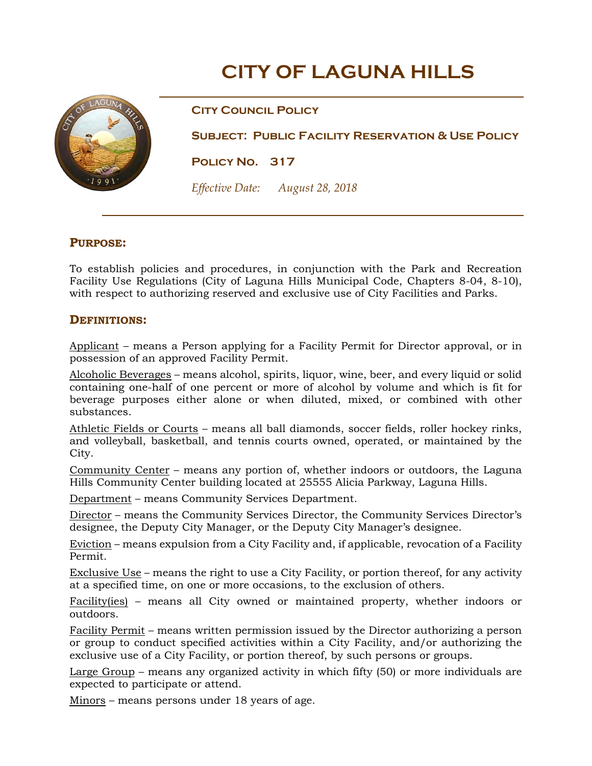# CITY OF LAGUNA HILLS

**City Council Policy**

**Subject: Public Facility Reservation & Use Policy**

**Policy No. 317**

*Effective Date: August 28, 2018*

## Purpose:

To establish policies and procedures, in conjunction with the Park and Recreation Facility Use Regulations (City of Laguna Hills Municipal Code, Chapters 8-04, 8-10), with respect to authorizing reserved and exclusive use of City Facilities and Parks.

## Definitions:

Applicant – means a Person applying for a Facility Permit for Director approval, or in possession of an approved Facility Permit.

Alcoholic Beverages – means alcohol, spirits, liquor, wine, beer, and every liquid or solid containing one-half of one percent or more of alcohol by volume and which is fit for beverage purposes either alone or when diluted, mixed, or combined with other substances.

Athletic Fields or Courts – means all ball diamonds, soccer fields, roller hockey rinks, and volleyball, basketball, and tennis courts owned, operated, or maintained by the City.

Community Center – means any portion of, whether indoors or outdoors, the Laguna Hills Community Center building located at 25555 Alicia Parkway, Laguna Hills.

Department – means Community Services Department.

Director – means the Community Services Director, the Community Services Director's designee, the Deputy City Manager, or the Deputy City Manager's designee.

Eviction – means expulsion from a City Facility and, if applicable, revocation of a Facility Permit.

Exclusive Use – means the right to use a City Facility, or portion thereof, for any activity at a specified time, on one or more occasions, to the exclusion of others.

Facility(ies) – means all City owned or maintained property, whether indoors or outdoors.

Facility Permit – means written permission issued by the Director authorizing a person or group to conduct specified activities within a City Facility, and/or authorizing the exclusive use of a City Facility, or portion thereof, by such persons or groups.

Large Group – means any organized activity in which fifty (50) or more individuals are expected to participate or attend.

Minors – means persons under 18 years of age.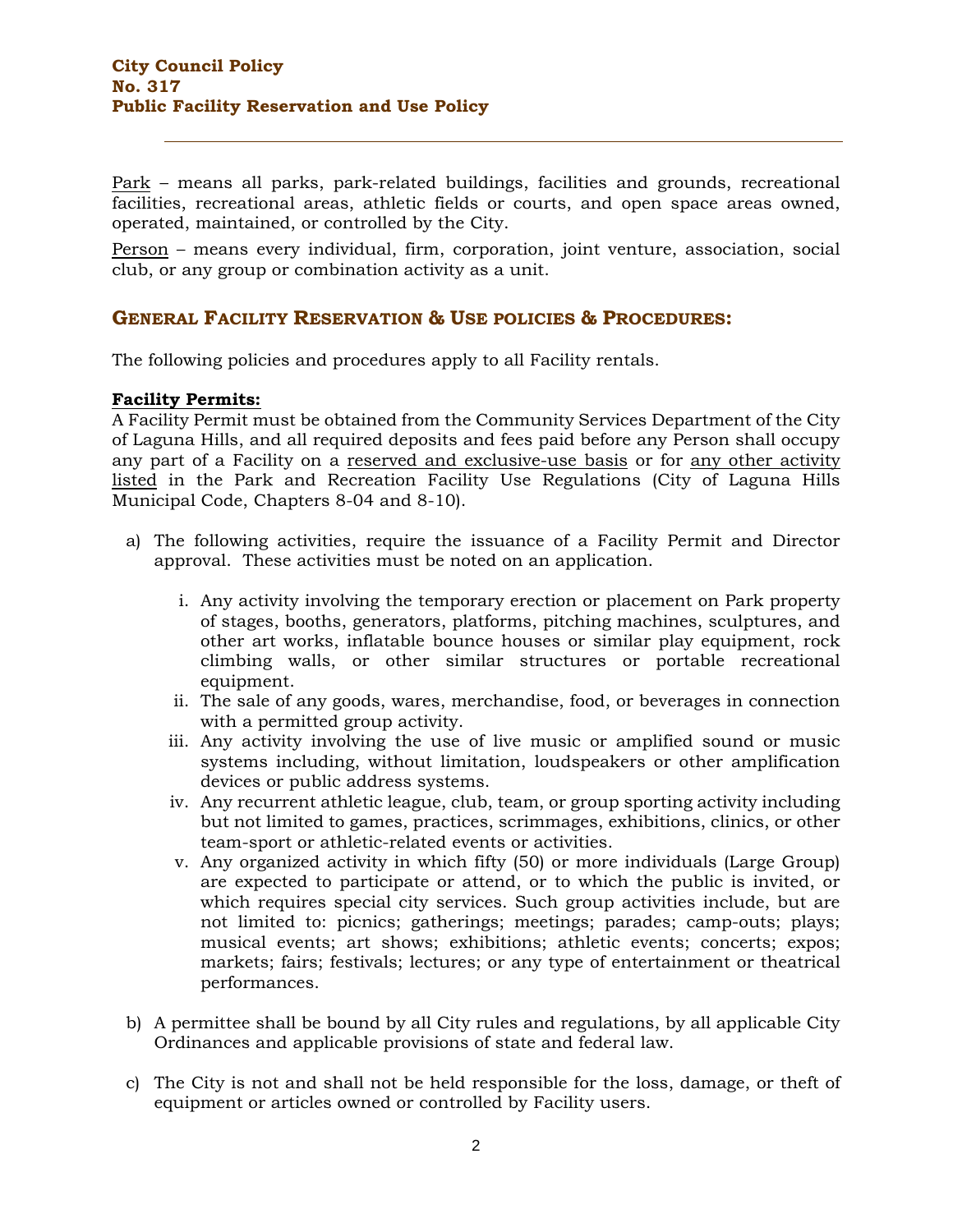Park – means all parks, park-related buildings, facilities and grounds, recreational facilities, recreational areas, athletic fields or courts, and open space areas owned, operated, maintained, or controlled by the City.

Person – means every individual, firm, corporation, joint venture, association, social club, or any group or combination activity as a unit.

## GENERAL FACILITY RESERVATION & USE POLICIES & PROCEDURES:

The following policies and procedures apply to all Facility rentals.

**Facility Permits:**

A Facility Permit must be obtained from the Community Services Department of the City of Laguna Hills, and all required deposits and fees paid before any Person shall occupy any part of a Facility on a reserved and exclusive-use basis or for any other activity listed in the Park and Recreation Facility Use Regulations (City of Laguna Hills Municipal Code, Chapters 8-04 and 8-10).

a) The following activities, require the issuance of a Facility Permit and Director approval. These activities must be noted on an application.

   i. Any activity involving the temporary erection or placement on Park property of stages, booths, generators, platforms, pitching machines, sculptures, and other art works, inflatable bounce houses or similar play equipment, rock climbing walls, or other similar structures or portable recreational equipment.

   ii. The sale of any goods, wares, merchandise, food, or beverages in connection with a permitted group activity.

   iii. Any activity involving the use of live music or amplified sound or music systems including, without limitation, loudspeakers or other amplification devices or public address systems.

   iv. Any recurrent athletic league, club, team, or group sporting activity including but not limited to games, practices, scrimmages, exhibitions, clinics, or other team-sport or athletic-related events or activities.

   v. Any organized activity in which fifty (50) or more individuals (Large Group) are expected to participate or attend, or to which the public is invited, or which requires special city services. Such group activities include, but are not limited to: picnics; gatherings; meetings; parades; camp-outs; plays; musical events; art shows; exhibitions; athletic events; concerts; expos; markets; fairs; festivals; lectures; or any type of entertainment or theatrical performances.

b) A permittee shall be bound by all City rules and regulations, by all applicable City Ordinances and applicable provisions of state and federal law.

c) The City is not and shall not be held responsible for the loss, damage, or theft of equipment or articles owned or controlled by Facility users.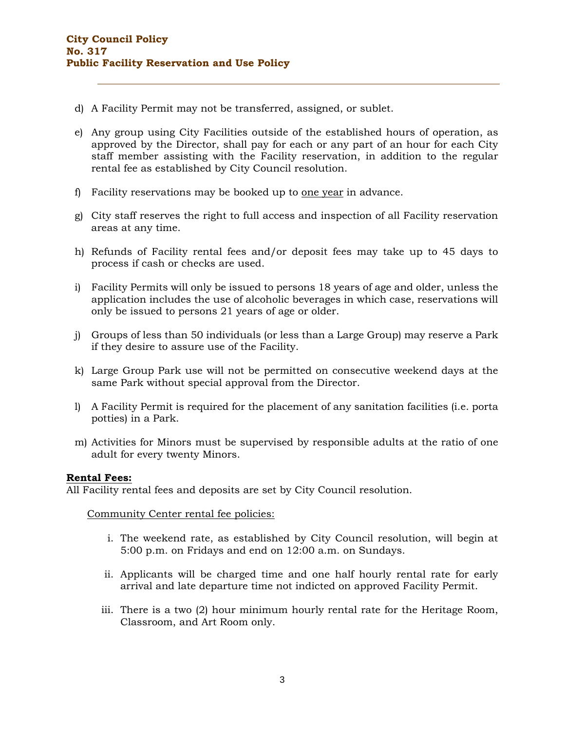d) A Facility Permit may not be transferred, assigned, or sublet.

e) Any group using City Facilities outside of the established hours of operation, as approved by the Director, shall pay for each or any part of an hour for each City staff member assisting with the Facility reservation, in addition to the regular rental fee as established by City Council resolution.

f) Facility reservations may be booked up to <u>one year</u> in advance.

g) City staff reserves the right to full access and inspection of all Facility reservation areas at any time.

h) Refunds of Facility rental fees and/or deposit fees may take up to 45 days to process if cash or checks are used.

i) Facility Permits will only be issued to persons 18 years of age and older, unless the application includes the use of alcoholic beverages in which case, reservations will only be issued to persons 21 years of age or older.

j) Groups of less than 50 individuals (or less than a Large Group) may reserve a Park if they desire to assure use of the Facility.

k) Large Group Park use will not be permitted on consecutive weekend days at the same Park without special approval from the Director.

l) A Facility Permit is required for the placement of any sanitation facilities (i.e. porta potties) in a Park.

m) Activities for Minors must be supervised by responsible adults at the ratio of one adult for every twenty Minors.

**<u>Rental Fees:</u>**
All Facility rental fees and deposits are set by City Council resolution.

<u>Community Center rental fee policies:</u>

i. The weekend rate, as established by City Council resolution, will begin at 5:00 p.m. on Fridays and end on 12:00 a.m. on Sundays.

ii. Applicants will be charged time and one half hourly rental rate for early arrival and late departure time not indicted on approved Facility Permit.

iii. There is a two (2) hour minimum hourly rental rate for the Heritage Room, Classroom, and Art Room only.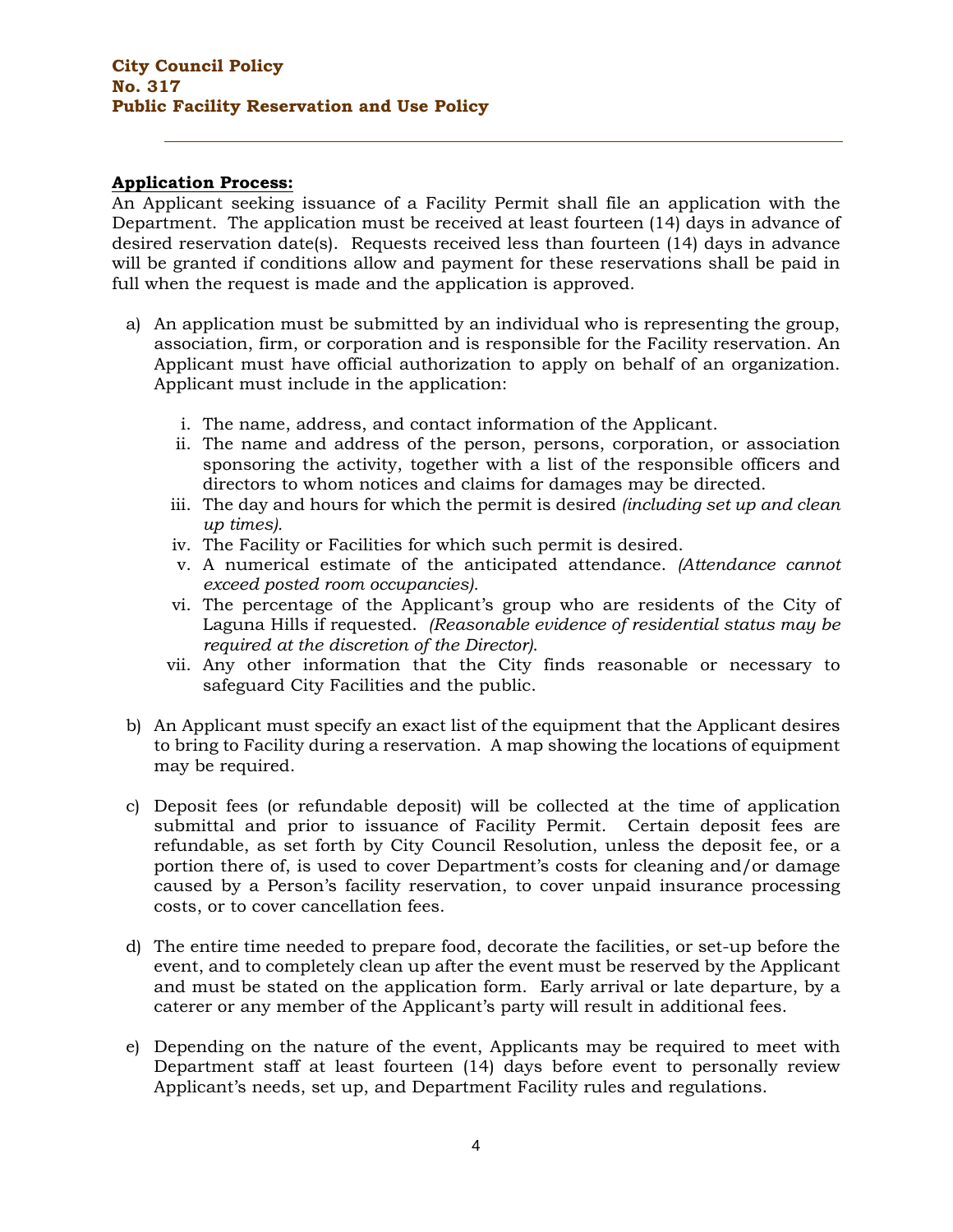**Application Process:**

An Applicant seeking issuance of a Facility Permit shall file an application with the Department. The application must be received at least fourteen (14) days in advance of desired reservation date(s). Requests received less than fourteen (14) days in advance will be granted if conditions allow and payment for these reservations shall be paid in full when the request is made and the application is approved.

a) An application must be submitted by an individual who is representing the group, association, firm, or corporation and is responsible for the Facility reservation. An Applicant must have official authorization to apply on behalf of an organization. Applicant must include in the application:

   i. The name, address, and contact information of the Applicant.
   ii. The name and address of the person, persons, corporation, or association sponsoring the activity, together with a list of the responsible officers and directors to whom notices and claims for damages may be directed.
   iii. The day and hours for which the permit is desired *(including set up and clean up times)*.
   iv. The Facility or Facilities for which such permit is desired.
   v. A numerical estimate of the anticipated attendance. *(Attendance cannot exceed posted room occupancies).*
   vi. The percentage of the Applicant's group who are residents of the City of Laguna Hills if requested. *(Reasonable evidence of residential status may be required at the discretion of the Director)*.
   vii. Any other information that the City finds reasonable or necessary to safeguard City Facilities and the public.

b) An Applicant must specify an exact list of the equipment that the Applicant desires to bring to Facility during a reservation. A map showing the locations of equipment may be required.

c) Deposit fees (or refundable deposit) will be collected at the time of application submittal and prior to issuance of Facility Permit. Certain deposit fees are refundable, as set forth by City Council Resolution, unless the deposit fee, or a portion there of, is used to cover Department's costs for cleaning and/or damage caused by a Person's facility reservation, to cover unpaid insurance processing costs, or to cover cancellation fees.

d) The entire time needed to prepare food, decorate the facilities, or set-up before the event, and to completely clean up after the event must be reserved by the Applicant and must be stated on the application form. Early arrival or late departure, by a caterer or any member of the Applicant's party will result in additional fees.

e) Depending on the nature of the event, Applicants may be required to meet with Department staff at least fourteen (14) days before event to personally review Applicant's needs, set up, and Department Facility rules and regulations.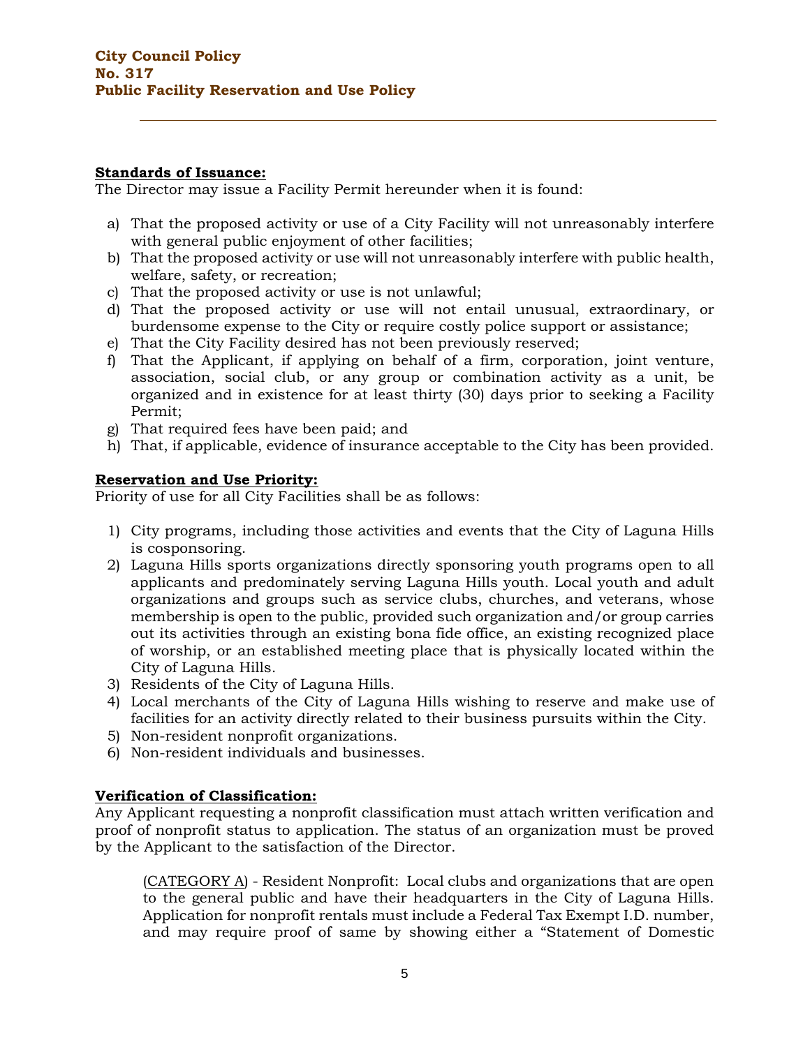**Standards of Issuance:**
The Director may issue a Facility Permit hereunder when it is found:

a) That the proposed activity or use of a City Facility will not unreasonably interfere with general public enjoyment of other facilities;
b) That the proposed activity or use will not unreasonably interfere with public health, welfare, safety, or recreation;
c) That the proposed activity or use is not unlawful;
d) That the proposed activity or use will not entail unusual, extraordinary, or burdensome expense to the City or require costly police support or assistance;
e) That the City Facility desired has not been previously reserved;
f) That the Applicant, if applying on behalf of a firm, corporation, joint venture, association, social club, or any group or combination activity as a unit, be organized and in existence for at least thirty (30) days prior to seeking a Facility Permit;
g) That required fees have been paid; and
h) That, if applicable, evidence of insurance acceptable to the City has been provided.

**Reservation and Use Priority:**
Priority of use for all City Facilities shall be as follows:

1) City programs, including those activities and events that the City of Laguna Hills is cosponsoring.
2) Laguna Hills sports organizations directly sponsoring youth programs open to all applicants and predominately serving Laguna Hills youth. Local youth and adult organizations and groups such as service clubs, churches, and veterans, whose membership is open to the public, provided such organization and/or group carries out its activities through an existing bona fide office, an existing recognized place of worship, or an established meeting place that is physically located within the City of Laguna Hills.
3) Residents of the City of Laguna Hills.
4) Local merchants of the City of Laguna Hills wishing to reserve and make use of facilities for an activity directly related to their business pursuits within the City.
5) Non-resident nonprofit organizations.
6) Non-resident individuals and businesses.

**Verification of Classification:**
Any Applicant requesting a nonprofit classification must attach written verification and proof of nonprofit status to application. The status of an organization must be proved by the Applicant to the satisfaction of the Director.

> (CATEGORY A) - Resident Nonprofit: Local clubs and organizations that are open to the general public and have their headquarters in the City of Laguna Hills. Application for nonprofit rentals must include a Federal Tax Exempt I.D. number, and may require proof of same by showing either a "Statement of Domestic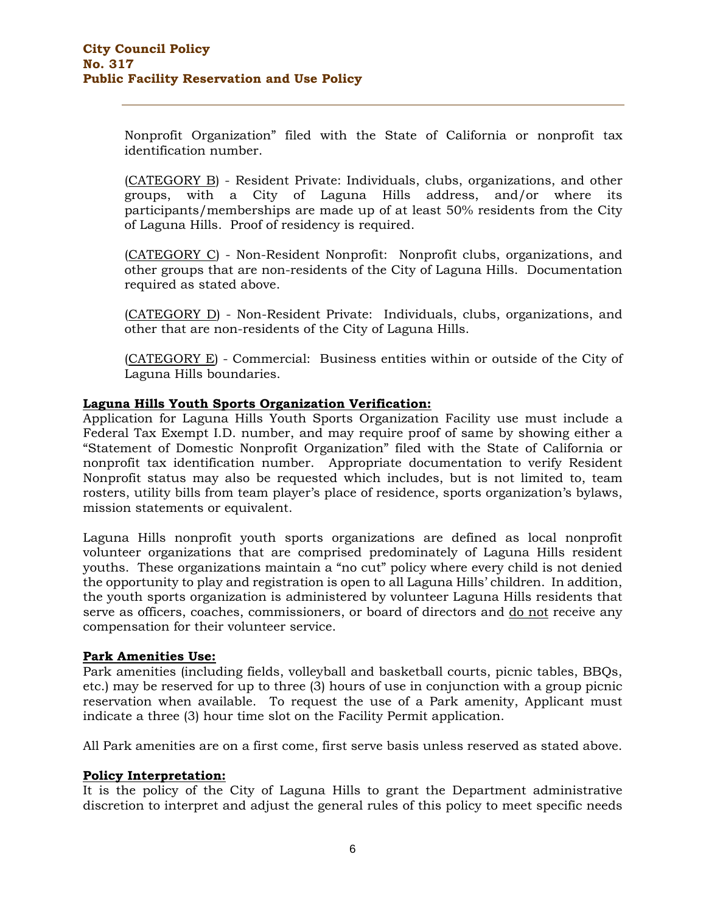Nonprofit Organization" filed with the State of California or nonprofit tax identification number.

(<u>CATEGORY B</u>) - Resident Private: Individuals, clubs, organizations, and other groups, with a City of Laguna Hills address, and/or where its participants/memberships are made up of at least 50% residents from the City of Laguna Hills. Proof of residency is required.

(<u>CATEGORY C</u>) - Non-Resident Nonprofit: Nonprofit clubs, organizations, and other groups that are non-residents of the City of Laguna Hills. Documentation required as stated above.

(<u>CATEGORY D</u>) - Non-Resident Private: Individuals, clubs, organizations, and other that are non-residents of the City of Laguna Hills.

(<u>CATEGORY E</u>) - Commercial: Business entities within or outside of the City of Laguna Hills boundaries.

**<u>Laguna Hills Youth Sports Organization Verification:</u>**

Application for Laguna Hills Youth Sports Organization Facility use must include a Federal Tax Exempt I.D. number, and may require proof of same by showing either a "Statement of Domestic Nonprofit Organization" filed with the State of California or nonprofit tax identification number. Appropriate documentation to verify Resident Nonprofit status may also be requested which includes, but is not limited to, team rosters, utility bills from team player's place of residence, sports organization's bylaws, mission statements or equivalent.

Laguna Hills nonprofit youth sports organizations are defined as local nonprofit volunteer organizations that are comprised predominately of Laguna Hills resident youths. These organizations maintain a "no cut" policy where every child is not denied the opportunity to play and registration is open to all Laguna Hills' children. In addition, the youth sports organization is administered by volunteer Laguna Hills residents that serve as officers, coaches, commissioners, or board of directors and <u>do not</u> receive any compensation for their volunteer service.

**<u>Park Amenities Use:</u>**

Park amenities (including fields, volleyball and basketball courts, picnic tables, BBQs, etc.) may be reserved for up to three (3) hours of use in conjunction with a group picnic reservation when available. To request the use of a Park amenity, Applicant must indicate a three (3) hour time slot on the Facility Permit application.

All Park amenities are on a first come, first serve basis unless reserved as stated above.

**<u>Policy Interpretation:</u>**

It is the policy of the City of Laguna Hills to grant the Department administrative discretion to interpret and adjust the general rules of this policy to meet specific needs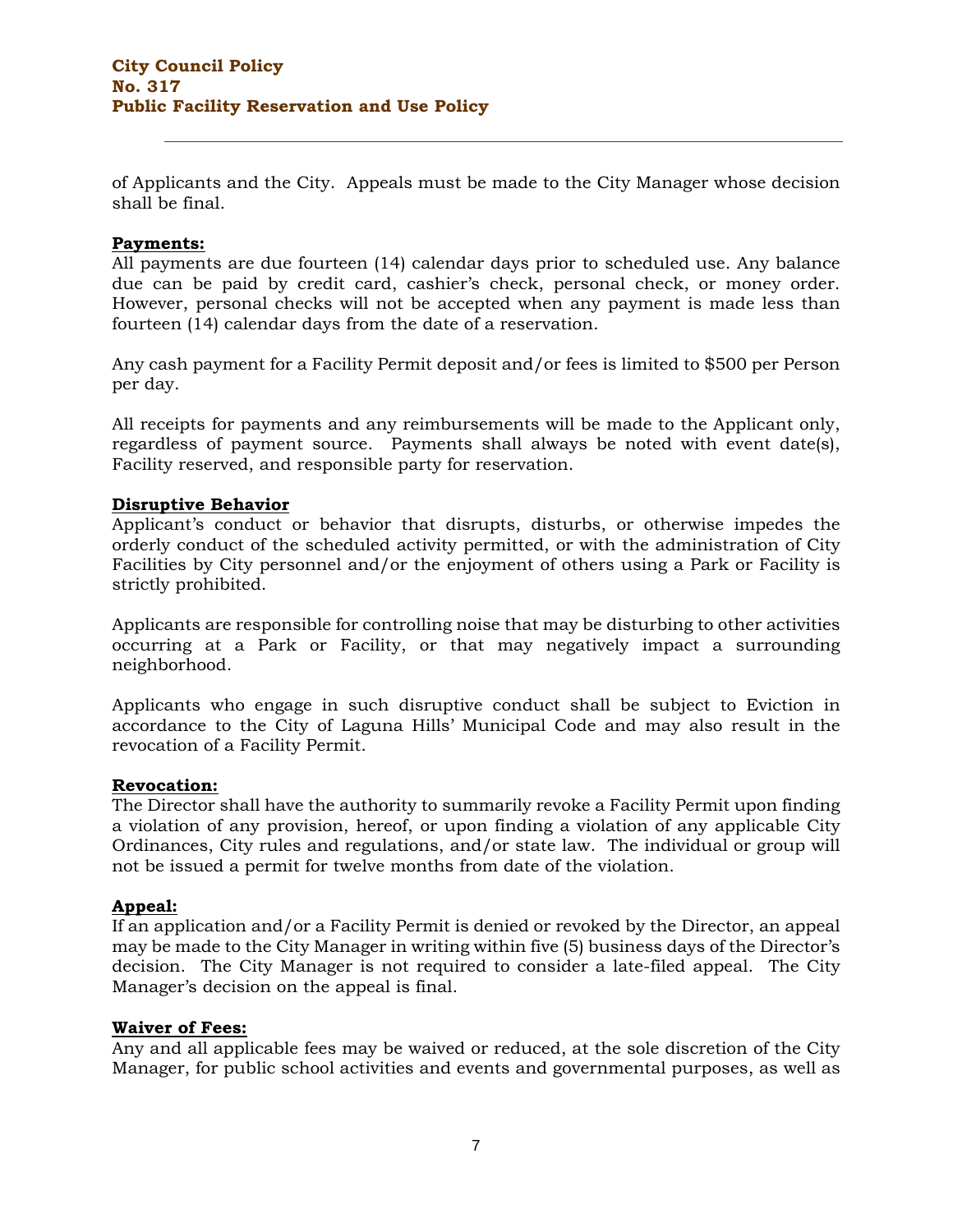of Applicants and the City. Appeals must be made to the City Manager whose decision shall be final.

**Payments:**

All payments are due fourteen (14) calendar days prior to scheduled use. Any balance due can be paid by credit card, cashier's check, personal check, or money order. However, personal checks will not be accepted when any payment is made less than fourteen (14) calendar days from the date of a reservation.

Any cash payment for a Facility Permit deposit and/or fees is limited to $500 per Person per day.

All receipts for payments and any reimbursements will be made to the Applicant only, regardless of payment source. Payments shall always be noted with event date(s), Facility reserved, and responsible party for reservation.

**Disruptive Behavior**

Applicant's conduct or behavior that disrupts, disturbs, or otherwise impedes the orderly conduct of the scheduled activity permitted, or with the administration of City Facilities by City personnel and/or the enjoyment of others using a Park or Facility is strictly prohibited.

Applicants are responsible for controlling noise that may be disturbing to other activities occurring at a Park or Facility, or that may negatively impact a surrounding neighborhood.

Applicants who engage in such disruptive conduct shall be subject to Eviction in accordance to the City of Laguna Hills' Municipal Code and may also result in the revocation of a Facility Permit.

**Revocation:**

The Director shall have the authority to summarily revoke a Facility Permit upon finding a violation of any provision, hereof, or upon finding a violation of any applicable City Ordinances, City rules and regulations, and/or state law. The individual or group will not be issued a permit for twelve months from date of the violation.

**Appeal:**

If an application and/or a Facility Permit is denied or revoked by the Director, an appeal may be made to the City Manager in writing within five (5) business days of the Director's decision. The City Manager is not required to consider a late-filed appeal. The City Manager's decision on the appeal is final.

**Waiver of Fees:**

Any and all applicable fees may be waived or reduced, at the sole discretion of the City Manager, for public school activities and events and governmental purposes, as well as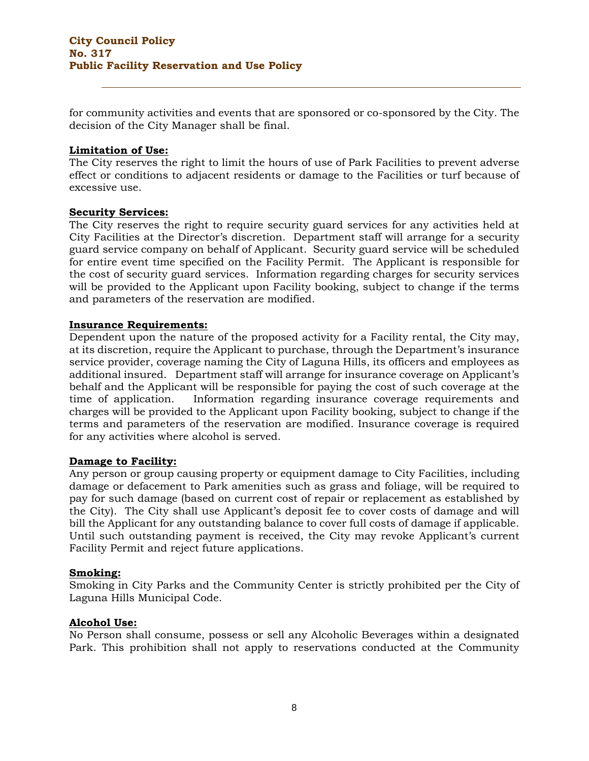for community activities and events that are sponsored or co-sponsored by the City. The decision of the City Manager shall be final.

**Limitation of Use:**

The City reserves the right to limit the hours of use of Park Facilities to prevent adverse effect or conditions to adjacent residents or damage to the Facilities or turf because of excessive use.

**Security Services:**

The City reserves the right to require security guard services for any activities held at City Facilities at the Director's discretion. Department staff will arrange for a security guard service company on behalf of Applicant. Security guard service will be scheduled for entire event time specified on the Facility Permit. The Applicant is responsible for the cost of security guard services. Information regarding charges for security services will be provided to the Applicant upon Facility booking, subject to change if the terms and parameters of the reservation are modified.

**Insurance Requirements:**

Dependent upon the nature of the proposed activity for a Facility rental, the City may, at its discretion, require the Applicant to purchase, through the Department's insurance service provider, coverage naming the City of Laguna Hills, its officers and employees as additional insured. Department staff will arrange for insurance coverage on Applicant's behalf and the Applicant will be responsible for paying the cost of such coverage at the time of application. Information regarding insurance coverage requirements and charges will be provided to the Applicant upon Facility booking, subject to change if the terms and parameters of the reservation are modified. Insurance coverage is required for any activities where alcohol is served.

**Damage to Facility:**

Any person or group causing property or equipment damage to City Facilities, including damage or defacement to Park amenities such as grass and foliage, will be required to pay for such damage (based on current cost of repair or replacement as established by the City). The City shall use Applicant's deposit fee to cover costs of damage and will bill the Applicant for any outstanding balance to cover full costs of damage if applicable. Until such outstanding payment is received, the City may revoke Applicant's current Facility Permit and reject future applications.

**Smoking:**

Smoking in City Parks and the Community Center is strictly prohibited per the City of Laguna Hills Municipal Code.

**Alcohol Use:**

No Person shall consume, possess or sell any Alcoholic Beverages within a designated Park. This prohibition shall not apply to reservations conducted at the Community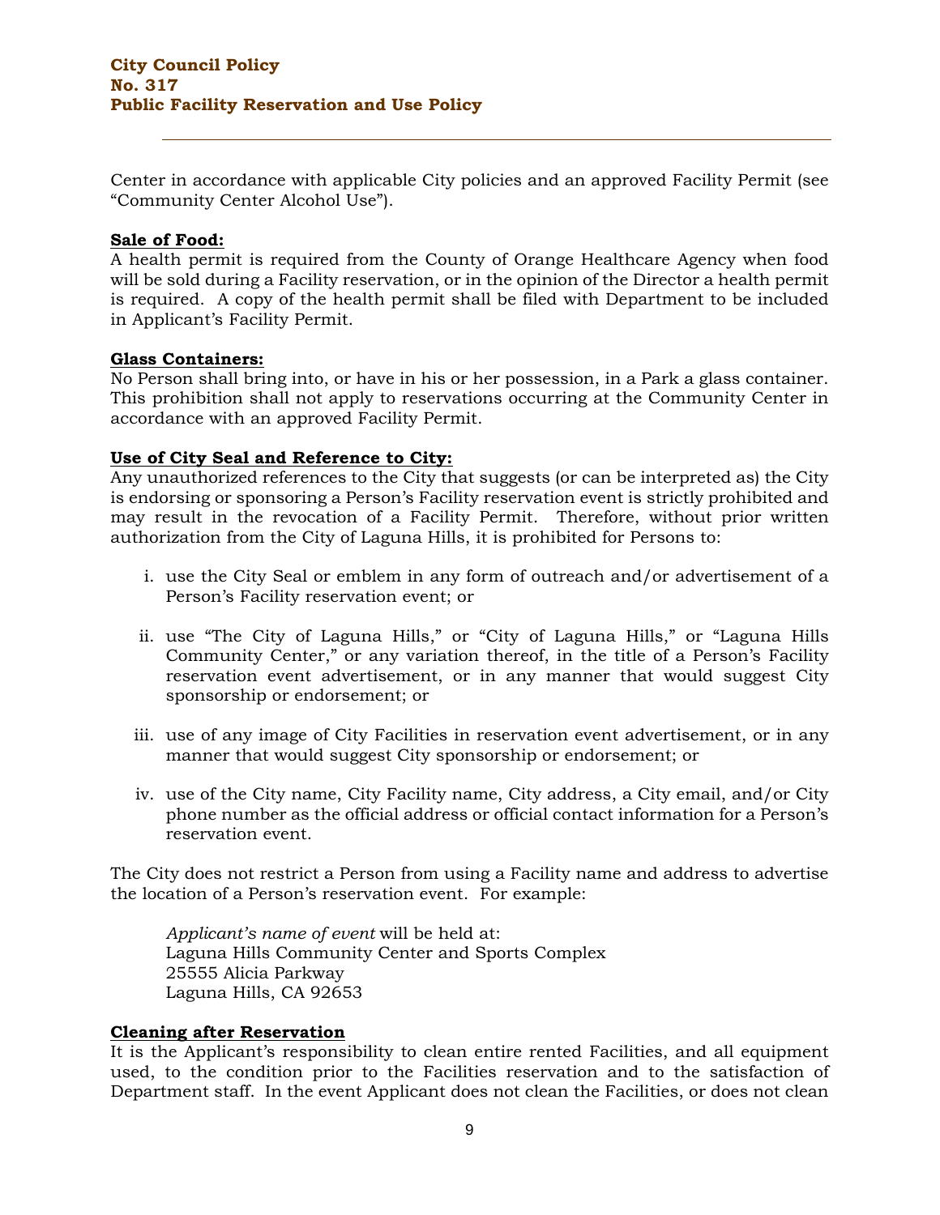Center in accordance with applicable City policies and an approved Facility Permit (see "Community Center Alcohol Use").

**Sale of Food:**

A health permit is required from the County of Orange Healthcare Agency when food will be sold during a Facility reservation, or in the opinion of the Director a health permit is required. A copy of the health permit shall be filed with Department to be included in Applicant's Facility Permit.

**Glass Containers:**

No Person shall bring into, or have in his or her possession, in a Park a glass container. This prohibition shall not apply to reservations occurring at the Community Center in accordance with an approved Facility Permit.

**Use of City Seal and Reference to City:**

Any unauthorized references to the City that suggests (or can be interpreted as) the City is endorsing or sponsoring a Person's Facility reservation event is strictly prohibited and may result in the revocation of a Facility Permit. Therefore, without prior written authorization from the City of Laguna Hills, it is prohibited for Persons to:

i. use the City Seal or emblem in any form of outreach and/or advertisement of a Person's Facility reservation event; or

ii. use "The City of Laguna Hills," or "City of Laguna Hills," or "Laguna Hills Community Center," or any variation thereof, in the title of a Person's Facility reservation event advertisement, or in any manner that would suggest City sponsorship or endorsement; or

iii. use of any image of City Facilities in reservation event advertisement, or in any manner that would suggest City sponsorship or endorsement; or

iv. use of the City name, City Facility name, City address, a City email, and/or City phone number as the official address or official contact information for a Person's reservation event.

The City does not restrict a Person from using a Facility name and address to advertise the location of a Person's reservation event. For example:

> *Applicant's name of event* will be held at:
> Laguna Hills Community Center and Sports Complex
> 25555 Alicia Parkway
> Laguna Hills, CA 92653

**Cleaning after Reservation**

It is the Applicant's responsibility to clean entire rented Facilities, and all equipment used, to the condition prior to the Facilities reservation and to the satisfaction of Department staff. In the event Applicant does not clean the Facilities, or does not clean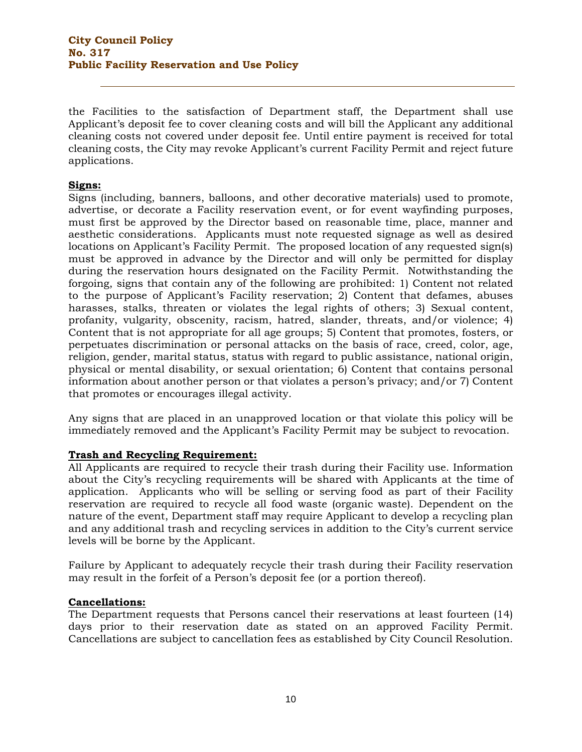the Facilities to the satisfaction of Department staff, the Department shall use Applicant's deposit fee to cover cleaning costs and will bill the Applicant any additional cleaning costs not covered under deposit fee. Until entire payment is received for total cleaning costs, the City may revoke Applicant's current Facility Permit and reject future applications.

**Signs:**
Signs (including, banners, balloons, and other decorative materials) used to promote, advertise, or decorate a Facility reservation event, or for event wayfinding purposes, must first be approved by the Director based on reasonable time, place, manner and aesthetic considerations. Applicants must note requested signage as well as desired locations on Applicant's Facility Permit. The proposed location of any requested sign(s) must be approved in advance by the Director and will only be permitted for display during the reservation hours designated on the Facility Permit. Notwithstanding the forgoing, signs that contain any of the following are prohibited: 1) Content not related to the purpose of Applicant's Facility reservation; 2) Content that defames, abuses harasses, stalks, threaten or violates the legal rights of others; 3) Sexual content, profanity, vulgarity, obscenity, racism, hatred, slander, threats, and/or violence; 4) Content that is not appropriate for all age groups; 5) Content that promotes, fosters, or perpetuates discrimination or personal attacks on the basis of race, creed, color, age, religion, gender, marital status, status with regard to public assistance, national origin, physical or mental disability, or sexual orientation; 6) Content that contains personal information about another person or that violates a person's privacy; and/or 7) Content that promotes or encourages illegal activity.

Any signs that are placed in an unapproved location or that violate this policy will be immediately removed and the Applicant's Facility Permit may be subject to revocation.

**Trash and Recycling Requirement:**
All Applicants are required to recycle their trash during their Facility use. Information about the City's recycling requirements will be shared with Applicants at the time of application. Applicants who will be selling or serving food as part of their Facility reservation are required to recycle all food waste (organic waste). Dependent on the nature of the event, Department staff may require Applicant to develop a recycling plan and any additional trash and recycling services in addition to the City's current service levels will be borne by the Applicant.

Failure by Applicant to adequately recycle their trash during their Facility reservation may result in the forfeit of a Person's deposit fee (or a portion thereof).

**Cancellations:**
The Department requests that Persons cancel their reservations at least fourteen (14) days prior to their reservation date as stated on an approved Facility Permit. Cancellations are subject to cancellation fees as established by City Council Resolution.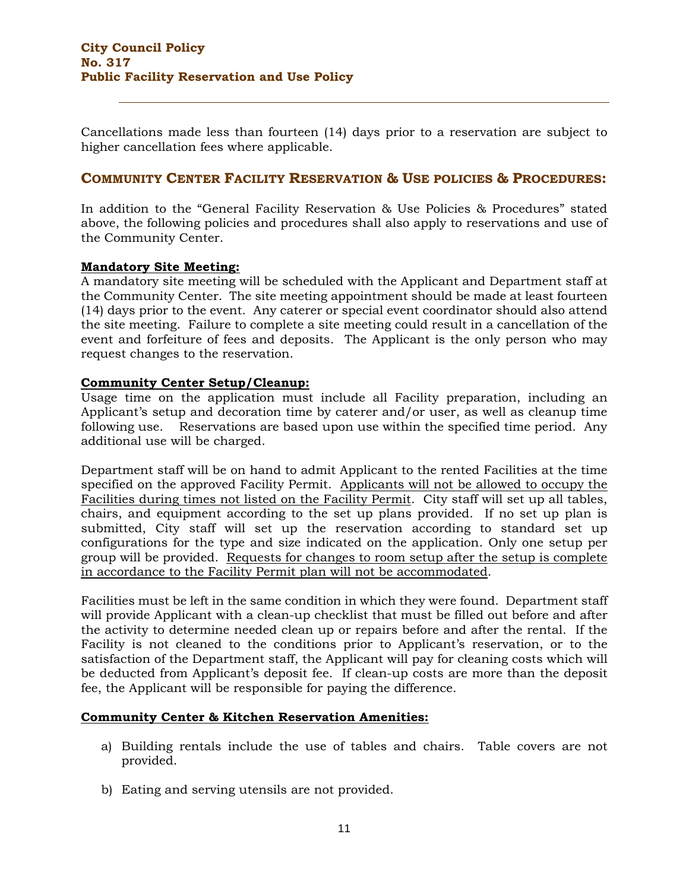Cancellations made less than fourteen (14) days prior to a reservation are subject to higher cancellation fees where applicable.

## COMMUNITY CENTER FACILITY RESERVATION & USE POLICIES & PROCEDURES:

In addition to the "General Facility Reservation & Use Policies & Procedures" stated above, the following policies and procedures shall also apply to reservations and use of the Community Center.

**Mandatory Site Meeting:**
A mandatory site meeting will be scheduled with the Applicant and Department staff at the Community Center. The site meeting appointment should be made at least fourteen (14) days prior to the event. Any caterer or special event coordinator should also attend the site meeting. Failure to complete a site meeting could result in a cancellation of the event and forfeiture of fees and deposits. The Applicant is the only person who may request changes to the reservation.

**Community Center Setup/Cleanup:**
Usage time on the application must include all Facility preparation, including an Applicant's setup and decoration time by caterer and/or user, as well as cleanup time following use. Reservations are based upon use within the specified time period. Any additional use will be charged.

Department staff will be on hand to admit Applicant to the rented Facilities at the time specified on the approved Facility Permit. Applicants will not be allowed to occupy the Facilities during times not listed on the Facility Permit. City staff will set up all tables, chairs, and equipment according to the set up plans provided. If no set up plan is submitted, City staff will set up the reservation according to standard set up configurations for the type and size indicated on the application. Only one setup per group will be provided. Requests for changes to room setup after the setup is complete in accordance to the Facility Permit plan will not be accommodated.

Facilities must be left in the same condition in which they were found. Department staff will provide Applicant with a clean-up checklist that must be filled out before and after the activity to determine needed clean up or repairs before and after the rental. If the Facility is not cleaned to the conditions prior to Applicant's reservation, or to the satisfaction of the Department staff, the Applicant will pay for cleaning costs which will be deducted from Applicant's deposit fee. If clean-up costs are more than the deposit fee, the Applicant will be responsible for paying the difference.

**Community Center & Kitchen Reservation Amenities:**

a) Building rentals include the use of tables and chairs. Table covers are not provided.

b) Eating and serving utensils are not provided.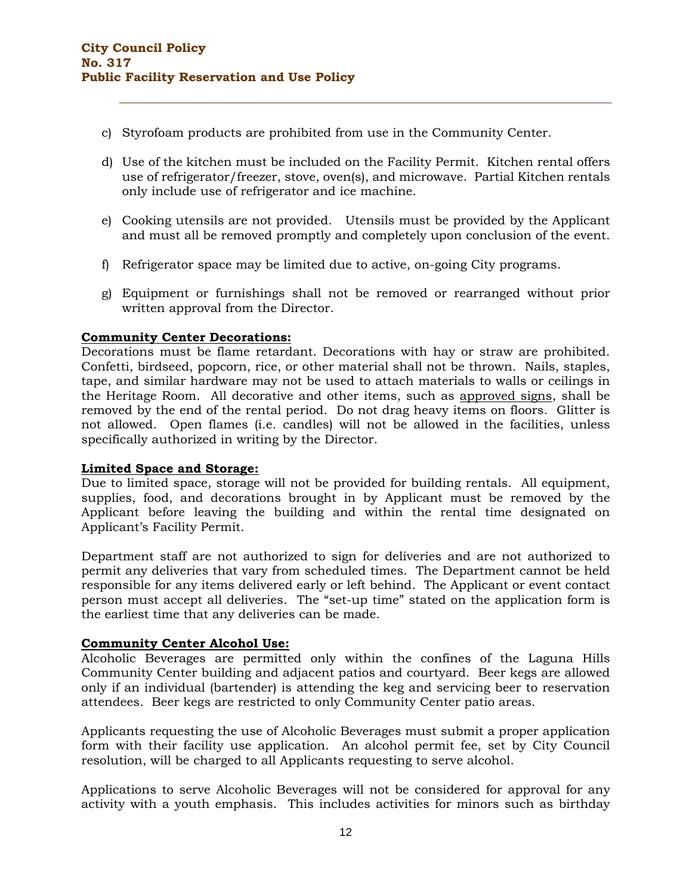c) Styrofoam products are prohibited from use in the Community Center.

d) Use of the kitchen must be included on the Facility Permit. Kitchen rental offers use of refrigerator/freezer, stove, oven(s), and microwave. Partial Kitchen rentals only include use of refrigerator and ice machine.

e) Cooking utensils are not provided. Utensils must be provided by the Applicant and must all be removed promptly and completely upon conclusion of the event.

f) Refrigerator space may be limited due to active, on-going City programs.

g) Equipment or furnishings shall not be removed or rearranged without prior written approval from the Director.

**Community Center Decorations:**
Decorations must be flame retardant. Decorations with hay or straw are prohibited. Confetti, birdseed, popcorn, rice, or other material shall not be thrown. Nails, staples, tape, and similar hardware may not be used to attach materials to walls or ceilings in the Heritage Room. All decorative and other items, such as approved signs, shall be removed by the end of the rental period. Do not drag heavy items on floors. Glitter is not allowed. Open flames (i.e. candles) will not be allowed in the facilities, unless specifically authorized in writing by the Director.

**Limited Space and Storage:**
Due to limited space, storage will not be provided for building rentals. All equipment, supplies, food, and decorations brought in by Applicant must be removed by the Applicant before leaving the building and within the rental time designated on Applicant's Facility Permit.

Department staff are not authorized to sign for deliveries and are not authorized to permit any deliveries that vary from scheduled times. The Department cannot be held responsible for any items delivered early or left behind. The Applicant or event contact person must accept all deliveries. The "set-up time" stated on the application form is the earliest time that any deliveries can be made.

**Community Center Alcohol Use:**
Alcoholic Beverages are permitted only within the confines of the Laguna Hills Community Center building and adjacent patios and courtyard. Beer kegs are allowed only if an individual (bartender) is attending the keg and servicing beer to reservation attendees. Beer kegs are restricted to only Community Center patio areas.

Applicants requesting the use of Alcoholic Beverages must submit a proper application form with their facility use application. An alcohol permit fee, set by City Council resolution, will be charged to all Applicants requesting to serve alcohol.

Applications to serve Alcoholic Beverages will not be considered for approval for any activity with a youth emphasis. This includes activities for minors such as birthday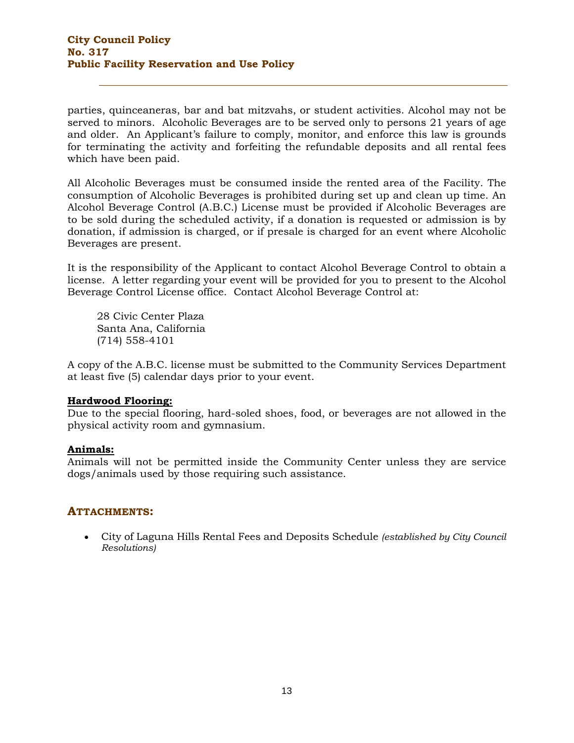parties, quinceaneras, bar and bat mitzvahs, or student activities. Alcohol may not be served to minors. Alcoholic Beverages are to be served only to persons 21 years of age and older. An Applicant's failure to comply, monitor, and enforce this law is grounds for terminating the activity and forfeiting the refundable deposits and all rental fees which have been paid.

All Alcoholic Beverages must be consumed inside the rented area of the Facility. The consumption of Alcoholic Beverages is prohibited during set up and clean up time. An Alcohol Beverage Control (A.B.C.) License must be provided if Alcoholic Beverages are to be sold during the scheduled activity, if a donation is requested or admission is by donation, if admission is charged, or if presale is charged for an event where Alcoholic Beverages are present.

It is the responsibility of the Applicant to contact Alcohol Beverage Control to obtain a license. A letter regarding your event will be provided for you to present to the Alcohol Beverage Control License office. Contact Alcohol Beverage Control at:

> 28 Civic Center Plaza
> Santa Ana, California
> (714) 558-4101

A copy of the A.B.C. license must be submitted to the Community Services Department at least five (5) calendar days prior to your event.

**Hardwood Flooring:**
Due to the special flooring, hard-soled shoes, food, or beverages are not allowed in the physical activity room and gymnasium.

**Animals:**
Animals will not be permitted inside the Community Center unless they are service dogs/animals used by those requiring such assistance.

## ATTACHMENTS:

- City of Laguna Hills Rental Fees and Deposits Schedule *(established by City Council Resolutions)*